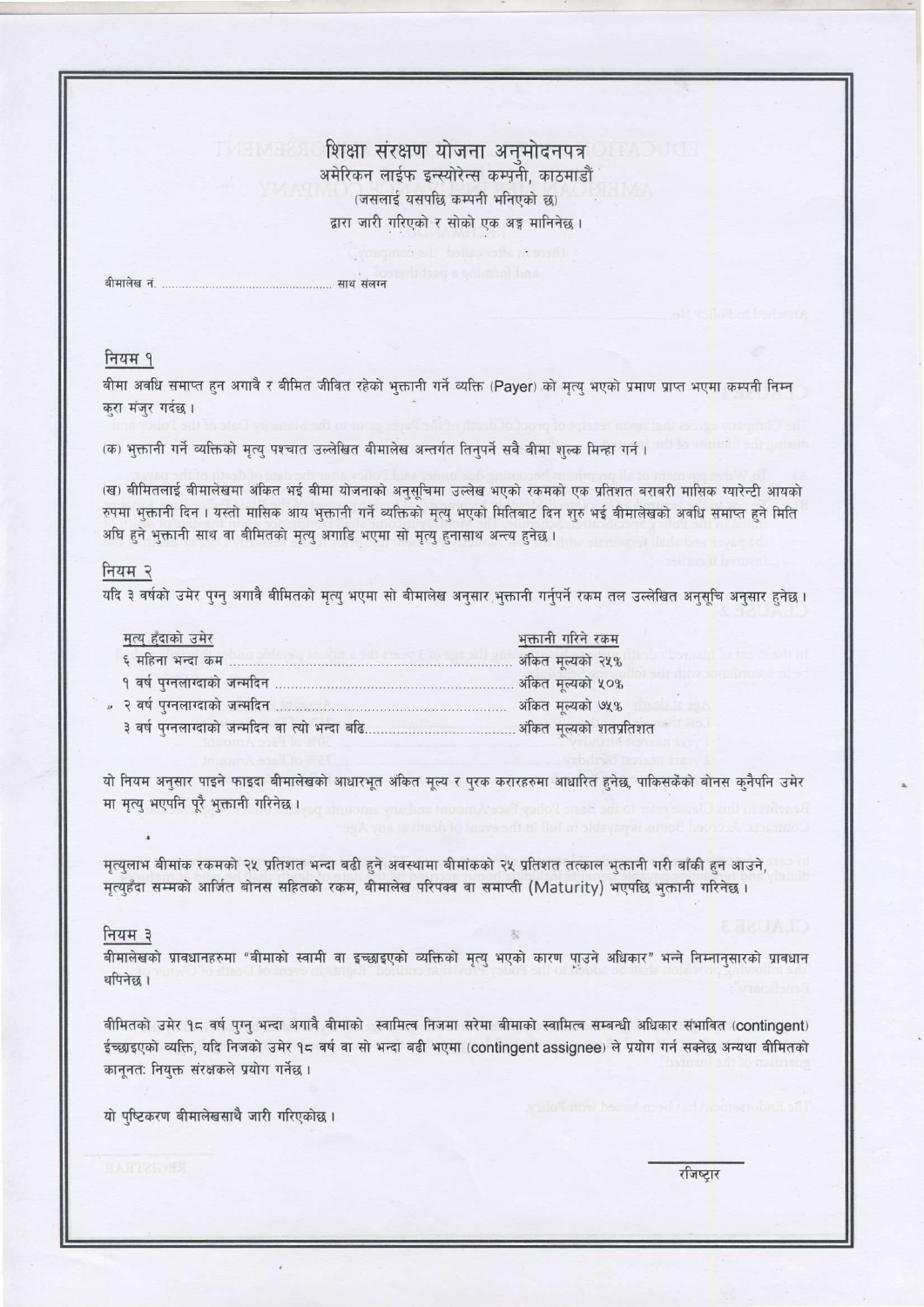# शिक्षा संरक्षण योजना अनुमोदनपत्र

अमेरिकन लाईफ इन्स्योरेन्स कम्पनी, काठमाडौं
(जसलाई यसपछि कम्पनी भनिएको छ)
द्वारा जारी गरिएको र सोको एक अङ्ग मानिनेछ ।

बीमालेख नं. ................................................ साथ संलग्न

## नियम १

बीमा अवधि समाप्त हुन अगावै र बीमित जीवित रहेको भुक्तानी गर्ने व्यक्ति (Payer) को मृत्यु भएको प्रमाण प्राप्त भएमा कम्पनी निम्न कुरा मंजुर गर्दछ ।

(क) भुक्तानी गर्ने व्यक्तिको मृत्यु पश्चात उल्लेखित बीमालेख अन्तर्गत तिनुपर्ने सबै बीमा शुल्क मिन्हा गर्न ।

(ख) बीमितलाई बीमालेखमा अंकित भई बीमा योजनाको अनुसूचिमा उल्लेख भएको रकमको एक प्रतिशत बराबरी मासिक ग्यारेन्टी आयको रुपमा भुक्तानी दिन । यस्तो मासिक आय भुक्तानी गर्ने व्यक्तिको मृत्यु भएको मितिबाट दिन शुरु भई बीमालेखको अवधि समाप्त हुने मिति अघि हुने भुक्तानी साथ वा बीमितको मृत्यु अगाडि भएमा सो मृत्यु हुनासाथ अन्त्य हुनेछ ।

## नियम २

यदि ३ वर्षको उमेर पुग्नु अगावै बीमितको मृत्यु भएमा सो बीमालेख अनुसार भुक्तानी गर्नुपर्ने रकम तल उल्लेखित अनुसूचि अनुसार हुनेछ ।

| मृत्यु हुँदाको उमेर | भुक्तानी गरिने रकम |
|---|---|
| ६ महिना भन्दा कम | अंकित मूल्यको २५% |
| १ वर्ष पुग्नलागदाको जन्मदिन | अंकित मूल्यको ५०% |
| २ वर्ष पुग्नलागदाको जन्मदिन | अंकित मूल्यको ७५% |
| ३ वर्ष पुग्नलागदाको जन्मदिन वा त्यो भन्दा बढि | अंकित मूल्यको शतप्रतिशत |

यो नियम अनुसार पाइने फाइदा बीमालेखको आधारभूत अंकित मूल्य र पुरक करारहरुमा आधारित हुनेछ, पाकिसकेको बोनस कुनैपनि उमेर मा मृत्यु भएपनि पूरै भुक्तानी गरिनेछ ।

मृत्युलाभ बीमांक रकमको २५ प्रतिशत भन्दा बढी हुने अवस्थामा बीमांकको २५ प्रतिशत तत्काल भुक्तानी गरी बाँकी हुन आउने, मृत्युहुँदा सम्मको आर्जित बोनस सहितको रकम, बीमालेख परिपक्व वा समाप्ती (Maturity) भएपछि भुक्तानी गरिनेछ ।

## नियम ३

बीमालेखको प्रावधानहरुमा "बीमाको स्वामी वा इच्छाइएको व्यक्तिको मृत्यु भएको कारण पाउने अधिकार" भन्ने निम्नानुसारको प्रावधान थपिनेछ ।

बीमितको उमेर १८ वर्ष पुग्नु भन्दा अगावै बीमाको स्वामित्व निजमा सरेमा बीमाको स्वामित्व सम्बन्धी अधिकार संभावित (contingent) ईच्छाइएको व्यक्ति, यदि निजको उमेर १८ वर्ष वा सो भन्दा बढी भएमा (contingent assignee) ले प्रयोग गर्न सक्नेछ अन्यथा बीमितको कानूनतः नियुक्त संरक्षकले प्रयोग गर्नेछ ।

यो पुष्टिकरण बीमालेखसाथै जारी गरिएकोछ ।

रजिष्ट्रार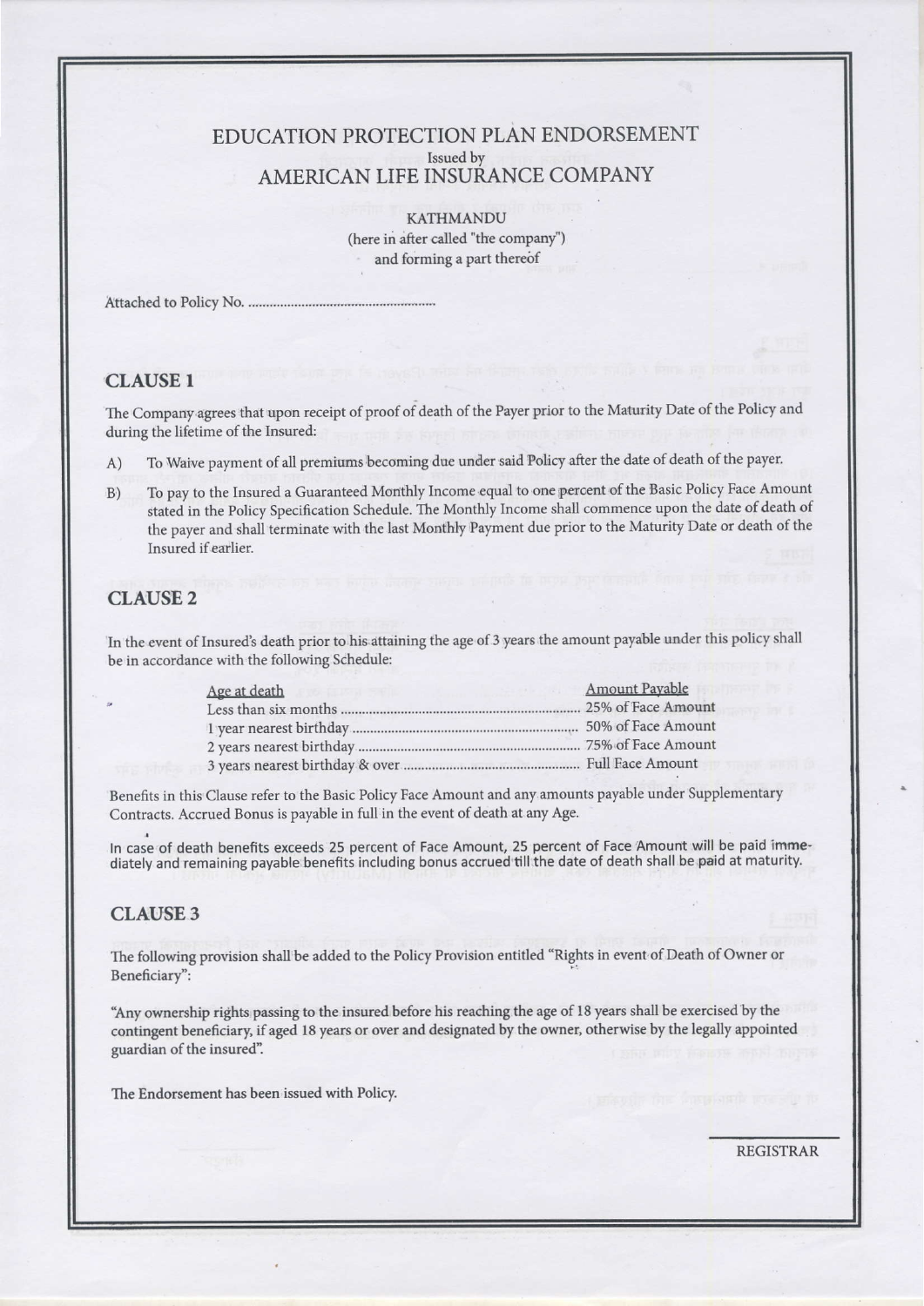# EDUCATION PROTECTION PLAN ENDORSEMENT

Issued by

## AMERICAN LIFE INSURANCE COMPANY

KATHMANDU

(here in after called "the company")

and forming a part thereof

Attached to Policy No. ....................................................

## CLAUSE 1

The Company agrees that upon receipt of proof of death of the Payer prior to the Maturity Date of the Policy and during the lifetime of the Insured:

A) To Waive payment of all premiums becoming due under said Policy after the date of death of the payer.

B) To pay to the Insured a Guaranteed Monthly Income equal to one percent of the Basic Policy Face Amount stated in the Policy Specification Schedule. The Monthly Income shall commence upon the date of death of the payer and shall terminate with the last Monthly Payment due prior to the Maturity Date or death of the Insured if earlier.

## CLAUSE 2

In the event of Insured's death prior to his attaining the age of 3 years the amount payable under this policy shall be in accordance with the following Schedule:

| Age at death | Amount Payable |
|---|---|
| Less than six months | 25% of Face Amount |
| 1 year nearest birthday | 50% of Face Amount |
| 2 years nearest birthday | 75% of Face Amount |
| 3 years nearest birthday & over | Full Face Amount |

Benefits in this Clause refer to the Basic Policy Face Amount and any amounts payable under Supplementary Contracts. Accrued Bonus is payable in full in the event of death at any Age.

In case of death benefits exceeds 25 percent of Face Amount, 25 percent of Face Amount will be paid immediately and remaining payable benefits including bonus accrued till the date of death shall be paid at maturity.

## CLAUSE 3

The following provision shall be added to the Policy Provision entitled "Rights in event of Death of Owner or Beneficiary":

"Any ownership rights passing to the insured before his reaching the age of 18 years shall be exercised by the contingent beneficiary, if aged 18 years or over and designated by the owner, otherwise by the legally appointed guardian of the insured".

The Endorsement has been issued with Policy.

REGISTRAR